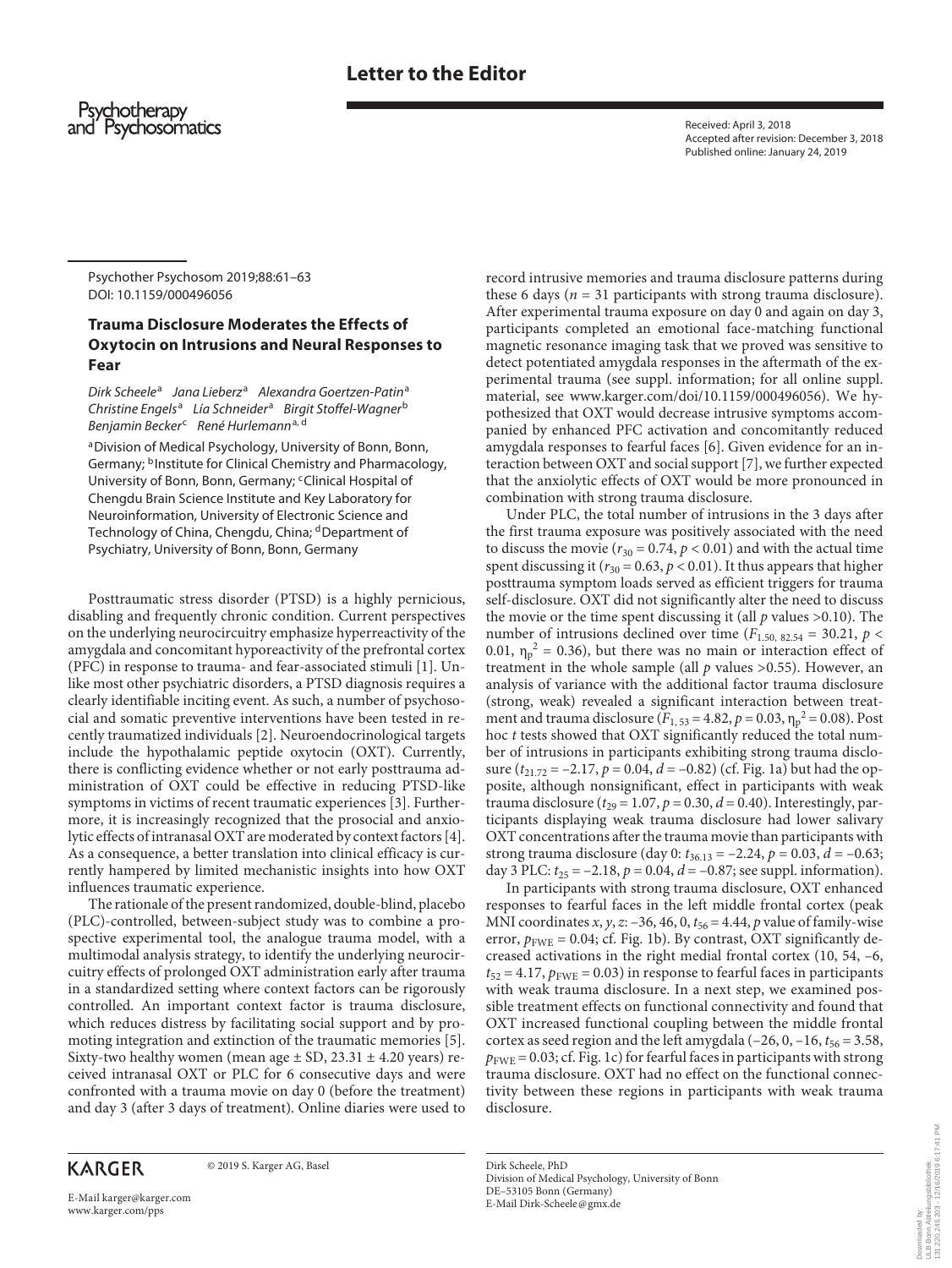# Letter to the Editor

Psychotherapy and Psychosomatics

Received: April 3, 2018
Accepted after revision: December 3, 2018
Published online: January 24, 2019

DOI: 10.1159/000496056

## Trauma Disclosure Moderates the Effects of Oxytocin on Intrusions and Neural Responses to Fear

*Dirk Scheele*[a] *Jana Lieberz*[a] *Alexandra Goertzen-Patin*[a] *Christine Engels*[a] *Lía Schneider*[a] *Birgit Stoffel-Wagner*[b] *Benjamin Becker*[c] *René Hurlemann*[a, d]

[a]Division of Medical Psychology, University of Bonn, Bonn, Germany; [b]Institute for Clinical Chemistry and Pharmacology, University of Bonn, Bonn, Germany; [c]Clinical Hospital of Chengdu Brain Science Institute and Key Laboratory for Neuroinformation, University of Electronic Science and Technology of China, Chengdu, China; [d]Department of Psychiatry, University of Bonn, Bonn, Germany

Posttraumatic stress disorder (PTSD) is a highly pernicious, disabling and frequently chronic condition. Current perspectives on the underlying neurocircuitry emphasize hyperreactivity of the amygdala and concomitant hyporeactivity of the prefrontal cortex (PFC) in response to trauma- and fear-associated stimuli [1]. Unlike most other psychiatric disorders, a PTSD diagnosis requires a clearly identifiable inciting event. As such, a number of psychosocial and somatic preventive interventions have been tested in recently traumatized individuals [2]. Neuroendocrinological targets include the hypothalamic peptide oxytocin (OXT). Currently, there is conflicting evidence whether or not early posttrauma administration of OXT could be effective in reducing PTSD-like symptoms in victims of recent traumatic experiences [3]. Furthermore, it is increasingly recognized that the prosocial and anxiolytic effects of intranasal OXT are moderated by context factors [4]. As a consequence, a better translation into clinical efficacy is currently hampered by limited mechanistic insights into how OXT influences traumatic experience.

The rationale of the present randomized, double-blind, placebo (PLC)-controlled, between-subject study was to combine a prospective experimental tool, the analogue trauma model, with a multimodal analysis strategy, to identify the underlying neurocircuitry effects of prolonged OXT administration early after trauma in a standardized setting where context factors can be rigorously controlled. An important context factor is trauma disclosure, which reduces distress by facilitating social support and by promoting integration and extinction of the traumatic memories [5]. Sixty-two healthy women (mean age ± SD, 23.31 ± 4.20 years) received intranasal OXT or PLC for 6 consecutive days and were confronted with a trauma movie on day 0 (before the treatment) and day 3 (after 3 days of treatment). Online diaries were used to record intrusive memories and trauma disclosure patterns during these 6 days ($n = 31$ participants with strong trauma disclosure). After experimental trauma exposure on day 0 and again on day 3, participants completed an emotional face-matching functional magnetic resonance imaging task that we proved was sensitive to detect potentiated amygdala responses in the aftermath of the experimental trauma (see suppl. information; for all online suppl. material, see www.karger.com/doi/10.1159/000496056). We hypothesized that OXT would decrease intrusive symptoms accompanied by enhanced PFC activation and concomitantly reduced amygdala responses to fearful faces [6]. Given evidence for an interaction between OXT and social support [7], we further expected that the anxiolytic effects of OXT would be more pronounced in combination with strong trauma disclosure.

Under PLC, the total number of intrusions in the 3 days after the first trauma exposure was positively associated with the need to discuss the movie ($r_{30} = 0.74$, $p < 0.01$) and with the actual time spent discussing it ($r_{30} = 0.63$, $p < 0.01$). It thus appears that higher posttrauma symptom loads served as efficient triggers for trauma self-disclosure. OXT did not significantly alter the need to discuss the movie or the time spent discussing it (all $p$ values >0.10). The number of intrusions declined over time ($F_{1.50,\ 82.54} = 30.21$, $p < 0.01$, $\eta_p^2 = 0.36$), but there was no main or interaction effect of treatment in the whole sample (all $p$ values >0.55). However, an analysis of variance with the additional factor trauma disclosure (strong, weak) revealed a significant interaction between treatment and trauma disclosure ($F_{1,\ 53} = 4.82$, $p = 0.03$, $\eta_p^2 = 0.08$). Post hoc $t$ tests showed that OXT significantly reduced the total number of intrusions in participants exhibiting strong trauma disclosure ($t_{21.72} = -2.17$, $p = 0.04$, $d = -0.82$) (cf. Fig. 1a) but had the opposite, although nonsignificant, effect in participants with weak trauma disclosure ($t_{29} = 1.07$, $p = 0.30$, $d = 0.40$). Interestingly, participants displaying weak trauma disclosure had lower salivary OXT concentrations after the trauma movie than participants with strong trauma disclosure (day 0: $t_{36.13} = -2.24$, $p = 0.03$, $d = -0.63$; day 3 PLC: $t_{25} = -2.18$, $p = 0.04$, $d = -0.87$; see suppl. information).

In participants with strong trauma disclosure, OXT enhanced responses to fearful faces in the left middle frontal cortex (peak MNI coordinates $x, y, z$: –36, 46, 0, $t_{56} = 4.44$, $p$ value of family-wise error, $p_{FWE} = 0.04$; cf. Fig. 1b). By contrast, OXT significantly decreased activations in the right medial frontal cortex (10, 54, –6, $t_{52} = 4.17$, $p_{FWE} = 0.03$) in response to fearful faces in participants with weak trauma disclosure. In a next step, we examined possible treatment effects on functional connectivity and found that OXT increased functional coupling between the middle frontal cortex as seed region and the left amygdala (–26, 0, –16, $t_{56} = 3.58$, $p_{FWE} = 0.03$; cf. Fig. 1c) for fearful faces in participants with strong trauma disclosure. OXT had no effect on the functional connectivity between these regions in participants with weak trauma disclosure.

KARGER

© 2019 S. Karger AG, Basel

E-Mail karger@karger.com
www.karger.com/pps

Dirk Scheele, PhD
Division of Medical Psychology, University of Bonn
DE–53105 Bonn (Germany)
E-Mail Dirk-Scheele@gmx.de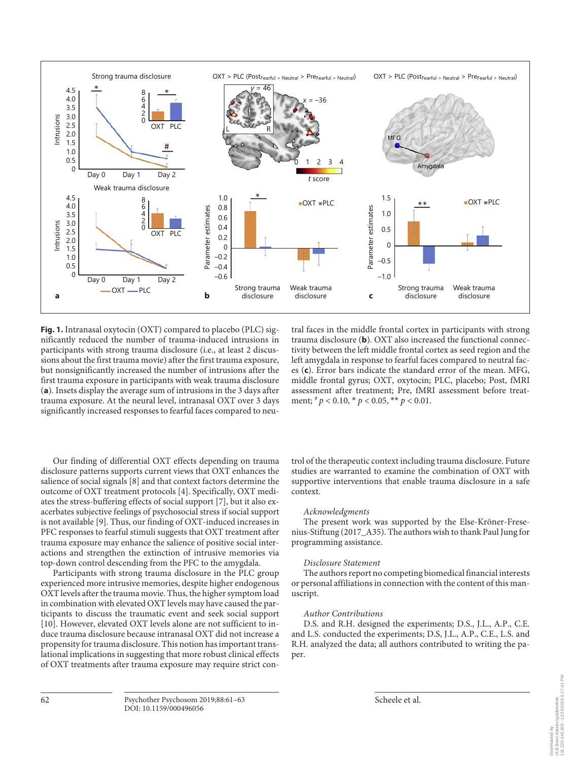Strong trauma disclosure

4.5
4.0
3.5
3.0
2.5
2.0
1.5
1.0
0.5
0

Intrusions

Day 0 Day 1 Day 2

OXT PLC

Weak trauma disclosure

OXT PLC

Day 0 Day 1 Day 2

—OXT —PLC

a

OXT > PLC ($Post_{Fearful > Neutral}$ > $Pre_{Fearful > Neutral}$)

y = 46

x = –36

L R

0 1 2 3 4

t score

Parameter estimates

■OXT ■PLC

Strong trauma disclosure

Weak trauma disclosure

b

OXT > PLC ($Post_{Fearful > Neutral}$ > $Pre_{Fearful > Neutral}$)

MFG

Amygdala

Parameter estimates

■OXT ■PLC

Strong trauma disclosure

Weak trauma disclosure

c

**Fig. 1.** Intranasal oxytocin (OXT) compared to placebo (PLC) significantly reduced the number of trauma-induced intrusions in participants with strong trauma disclosure (i.e., at least 2 discussions about the first trauma movie) after the first trauma exposure, but nonsignificantly increased the number of intrusions after the first trauma exposure in participants with weak trauma disclosure (**a**). Insets display the average sum of intrusions in the 3 days after trauma exposure. At the neural level, intranasal OXT over 3 days significantly increased responses to fearful faces compared to neutral faces in the middle frontal cortex in participants with strong trauma disclosure (**b**). OXT also increased the functional connectivity between the left middle frontal cortex as seed region and the left amygdala in response to fearful faces compared to neutral faces (**c**). Error bars indicate the standard error of the mean. MFG, middle frontal gyrus; OXT, oxytocin; PLC, placebo; Post, fMRI assessment after treatment; Pre, fMRI assessment before treatment; # $p < 0.10$, * $p < 0.05$, ** $p < 0.01$.

Our finding of differential OXT effects depending on trauma disclosure patterns supports current views that OXT enhances the salience of social signals [8] and that context factors determine the outcome of OXT treatment protocols [4]. Specifically, OXT mediates the stress-buffering effects of social support [7], but it also exacerbates subjective feelings of psychosocial stress if social support is not available [9]. Thus, our finding of OXT-induced increases in PFC responses to fearful stimuli suggests that OXT treatment after trauma exposure may enhance the salience of positive social interactions and strengthen the extinction of intrusive memories via top-down control descending from the PFC to the amygdala.

Participants with strong trauma disclosure in the PLC group experienced more intrusive memories, despite higher endogenous OXT levels after the trauma movie. Thus, the higher symptom load in combination with elevated OXT levels may have caused the participants to discuss the traumatic event and seek social support [10]. However, elevated OXT levels alone are not sufficient to induce trauma disclosure because intranasal OXT did not increase a propensity for trauma disclosure. This notion has important translational implications in suggesting that more robust clinical effects of OXT treatments after trauma exposure may require strict control of the therapeutic context including trauma disclosure. Future studies are warranted to examine the combination of OXT with supportive interventions that enable trauma disclosure in a safe context.

*Acknowledgments*

The present work was supported by the Else-Kröner-Fresenius-Stiftung (2017_A35). The authors wish to thank Paul Jung for programming assistance.

*Disclosure Statement*

The authors report no competing biomedical financial interests or personal affiliations in connection with the content of this manuscript.

*Author Contributions*

D.S. and R.H. designed the experiments; D.S., J.L., A.P., C.E. and L.S. conducted the experiments; D.S, J.L., A.P., C.E., L.S. and R.H. analyzed the data; all authors contributed to writing the paper.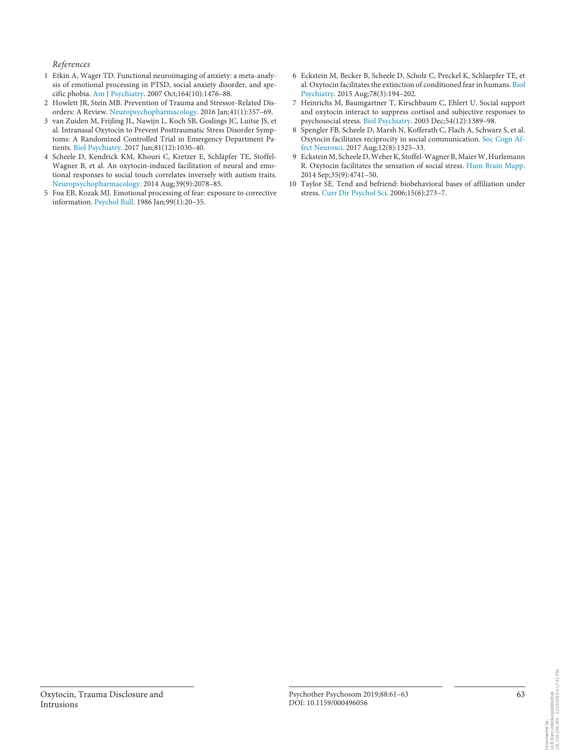*References*

1. Etkin A, Wager TD. Functional neuroimaging of anxiety: a meta-analysis of emotional processing in PTSD, social anxiety disorder, and specific phobia. Am J Psychiatry. 2007 Oct;164(10):1476–88.
2. Howlett JR, Stein MB. Prevention of Trauma and Stressor-Related Disorders: A Review. Neuropsychopharmacology. 2016 Jan;41(1):357–69.
3. van Zuiden M, Frijling JL, Nawijn L, Koch SB, Goslings JC, Luitse JS, et al. Intranasal Oxytocin to Prevent Posttraumatic Stress Disorder Symptoms: A Randomized Controlled Trial in Emergency Department Patients. Biol Psychiatry. 2017 Jun;81(12):1030–40.
4. Scheele D, Kendrick KM, Khouri C, Kretzer E, Schläpfer TE, Stoffel-Wagner B, et al. An oxytocin-induced facilitation of neural and emotional responses to social touch correlates inversely with autism traits. Neuropsychopharmacology. 2014 Aug;39(9):2078–85.
5. Foa EB, Kozak MJ. Emotional processing of fear: exposure to corrective information. Psychol Bull. 1986 Jan;99(1):20–35.
6. Eckstein M, Becker B, Scheele D, Scholz C, Preckel K, Schlaepfer TE, et al. Oxytocin facilitates the extinction of conditioned fear in humans. Biol Psychiatry. 2015 Aug;78(3):194–202.
7. Heinrichs M, Baumgartner T, Kirschbaum C, Ehlert U. Social support and oxytocin interact to suppress cortisol and subjective responses to psychosocial stress. Biol Psychiatry. 2003 Dec;54(12):1389–98.
8. Spengler FB, Scheele D, Marsh N, Kofferath C, Flach A, Schwarz S, et al. Oxytocin facilitates reciprocity in social communication. Soc Cogn Affect Neurosci. 2017 Aug;12(8):1325–33.
9. Eckstein M, Scheele D, Weber K, Stoffel-Wagner B, Maier W, Hurlemann R. Oxytocin facilitates the sensation of social stress. Hum Brain Mapp. 2014 Sep;35(9):4741–50.
10. Taylor SE. Tend and befriend: biobehavioral bases of affiliation under stress. Curr Dir Psychol Sci. 2006;15(6):273–7.